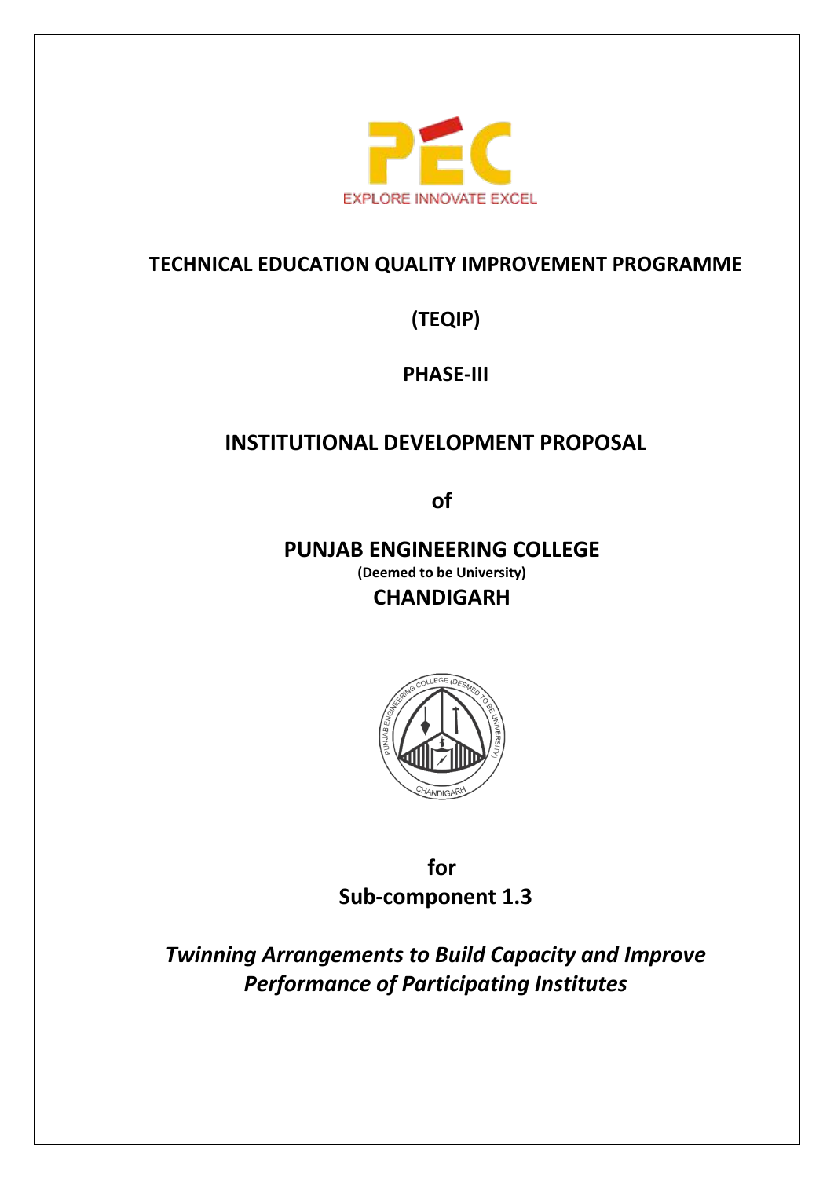EXPLORE INNOVATE EXCEL

# TECHNICAL EDUCATION QUALITY IMPROVEMENT PROGRAMME

# (TEQIP)

# PHASE-III

## INSTITUTIONAL DEVELOPMENT PROPOSAL

**of**

## PUNJAB ENGINEERING COLLEGE

**(Deemed to be University)**

## CHANDIGARH

**for**

**Sub-component 1.3**

***Twinning Arrangements to Build Capacity and Improve Performance of Participating Institutes***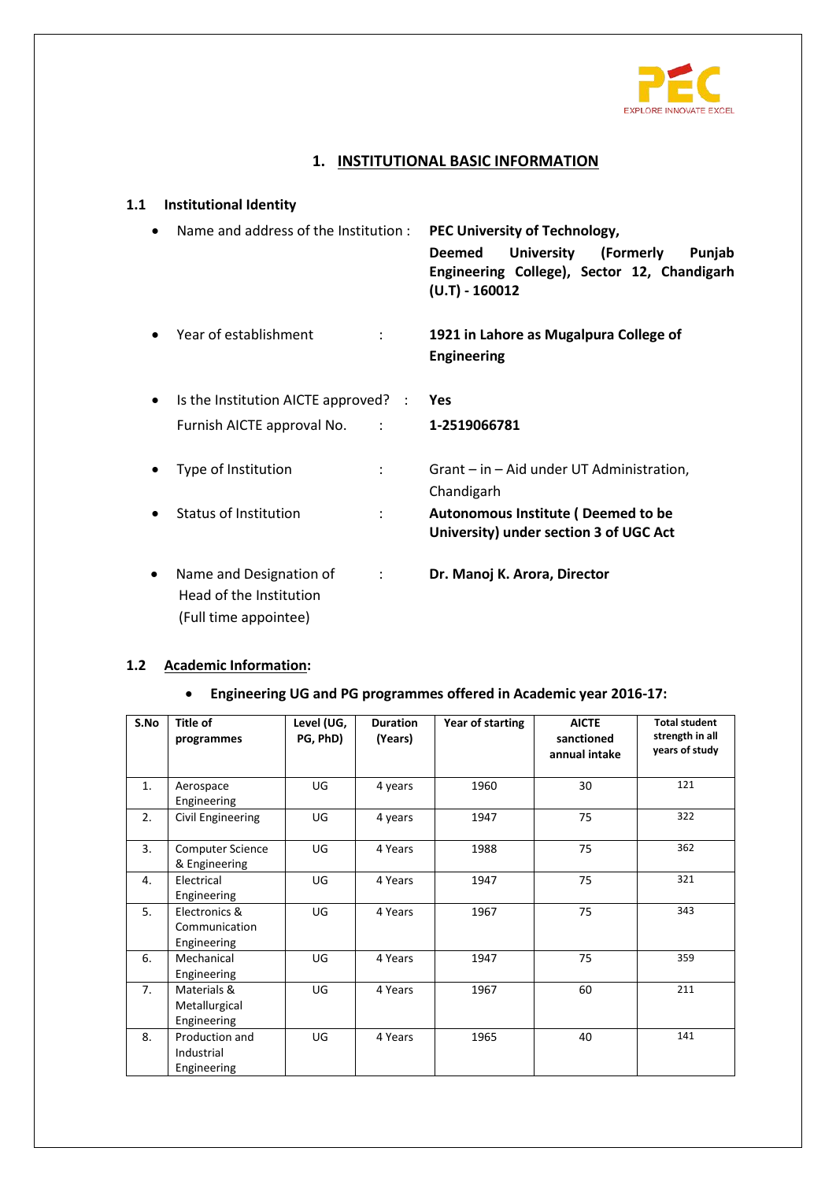# 1. INSTITUTIONAL BASIC INFORMATION

## 1.1 Institutional Identity

- Name and address of the Institution : **PEC University of Technology, Deemed University (Formerly Punjab Engineering College), Sector 12, Chandigarh (U.T) - 160012**

- Year of establishment : **1921 in Lahore as Mugalpura College of Engineering**

- Is the Institution AICTE approved? : **Yes**

  Furnish AICTE approval No. : **1-2519066781**

- Type of Institution : Grant – in – Aid under UT Administration, Chandigarh

- Status of Institution : **Autonomous Institute ( Deemed to be University) under section 3 of UGC Act**

- Name and Designation of Head of the Institution (Full time appointee) : **Dr. Manoj K. Arora, Director**

## 1.2 Academic Information:

- **Engineering UG and PG programmes offered in Academic year 2016-17:**

| S.No | Title of programmes | Level (UG, PG, PhD) | Duration (Years) | Year of starting | AICTE sanctioned annual intake | Total student strength in all years of study |
|---|---|---|---|---|---|---|
| 1. | Aerospace Engineering | UG | 4 years | 1960 | 30 | 121 |
| 2. | Civil Engineering | UG | 4 years | 1947 | 75 | 322 |
| 3. | Computer Science & Engineering | UG | 4 Years | 1988 | 75 | 362 |
| 4. | Electrical Engineering | UG | 4 Years | 1947 | 75 | 321 |
| 5. | Electronics & Communication Engineering | UG | 4 Years | 1967 | 75 | 343 |
| 6. | Mechanical Engineering | UG | 4 Years | 1947 | 75 | 359 |
| 7. | Materials & Metallurgical Engineering | UG | 4 Years | 1967 | 60 | 211 |
| 8. | Production and Industrial Engineering | UG | 4 Years | 1965 | 40 | 141 |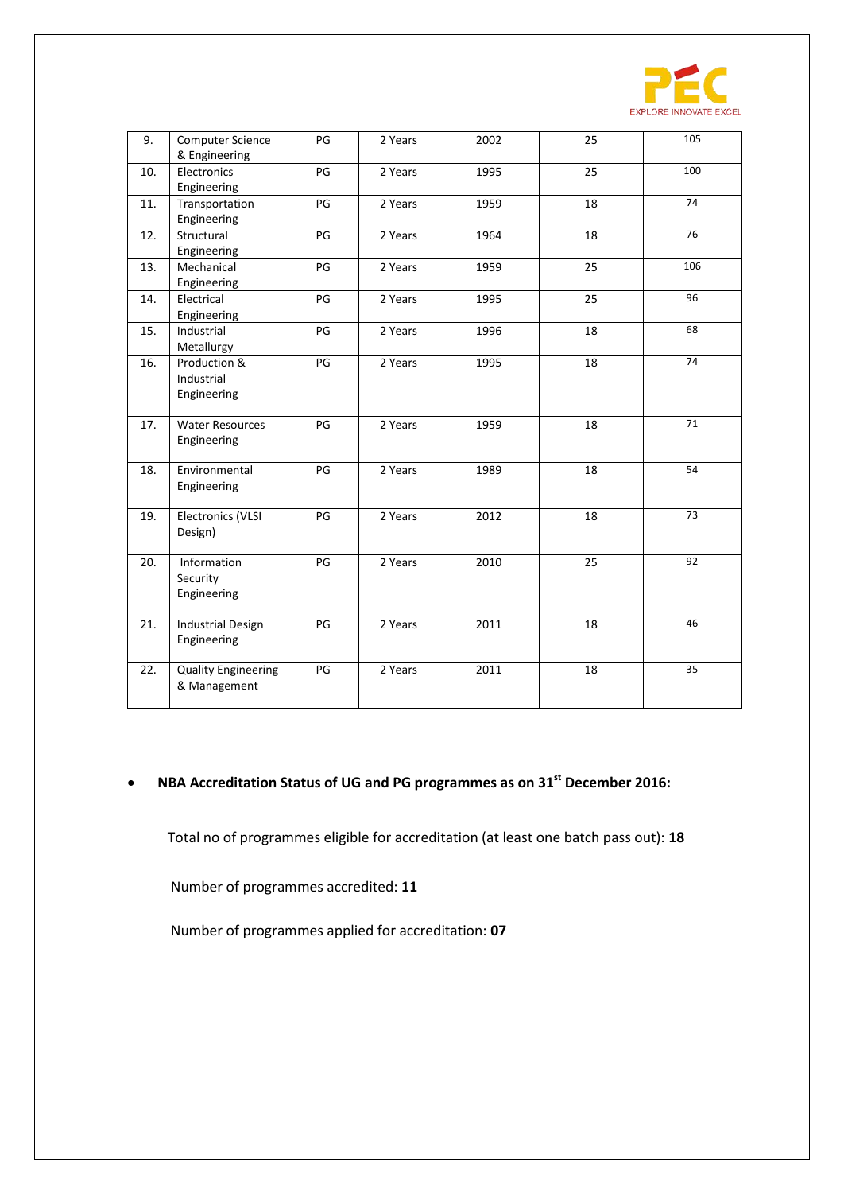| 9. | Computer Science & Engineering | PG | 2 Years | 2002 | 25 | 105 |
|---|---|---|---|---|---|---|
| 10. | Electronics Engineering | PG | 2 Years | 1995 | 25 | 100 |
| 11. | Transportation Engineering | PG | 2 Years | 1959 | 18 | 74 |
| 12. | Structural Engineering | PG | 2 Years | 1964 | 18 | 76 |
| 13. | Mechanical Engineering | PG | 2 Years | 1959 | 25 | 106 |
| 14. | Electrical Engineering | PG | 2 Years | 1995 | 25 | 96 |
| 15. | Industrial Metallurgy | PG | 2 Years | 1996 | 18 | 68 |
| 16. | Production & Industrial Engineering | PG | 2 Years | 1995 | 18 | 74 |
| 17. | Water Resources Engineering | PG | 2 Years | 1959 | 18 | 71 |
| 18. | Environmental Engineering | PG | 2 Years | 1989 | 18 | 54 |
| 19. | Electronics (VLSI Design) | PG | 2 Years | 2012 | 18 | 73 |
| 20. | Information Security Engineering | PG | 2 Years | 2010 | 25 | 92 |
| 21. | Industrial Design Engineering | PG | 2 Years | 2011 | 18 | 46 |
| 22. | Quality Engineering & Management | PG | 2 Years | 2011 | 18 | 35 |

- **NBA Accreditation Status of UG and PG programmes as on 31st December 2016:**

Total no of programmes eligible for accreditation (at least one batch pass out): **18**

Number of programmes accredited: **11**

Number of programmes applied for accreditation: **07**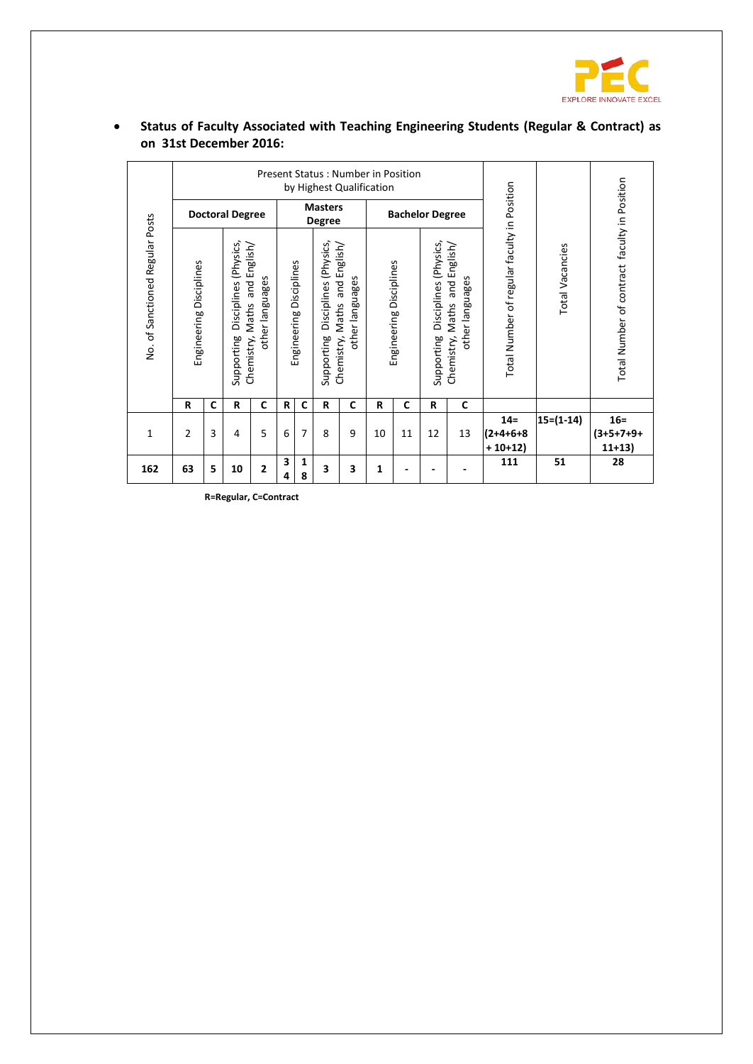- **Status of Faculty Associated with Teaching Engineering Students (Regular & Contract) as on 31st December 2016:**

| No. of Sanctioned Regular Posts | Present Status : Number in Position by Highest Qualification | | | | | | | | | | | | Total Number of regular faculty in Position | Total Vacancies | Total Number of contract faculty in Position |
|---|---|---|---|---|---|---|---|---|---|---|---|---|---|---|---|
| | Doctoral Degree | | | | Masters Degree | | | | Bachelor Degree | | | | | | |
| | Engineering Disciplines | | Supporting Disciplines (Physics, Chemistry, Maths and English/ other languages | | Engineering Disciplines | | Supporting Disciplines (Physics, Chemistry, Maths and English/ other languages | | Engineering Disciplines | | Supporting Disciplines (Physics, Chemistry, Maths and English/ other languages | | | | |
| | R | C | R | C | R | C | R | C | R | C | R | C | | | |
| 1 | 2 | 3 | 4 | 5 | 6 | 7 | 8 | 9 | 10 | 11 | 12 | 13 | **14=(2+4+6+8+10+12)** | **15=(1-14)** | **16=(3+5+7+9+11+13)** |
| **162** | **63** | **5** | **10** | **2** | **34** | **18** | **3** | **3** | **1** | **-** | **-** | **-** | **111** | **51** | **28** |

**R=Regular, C=Contract**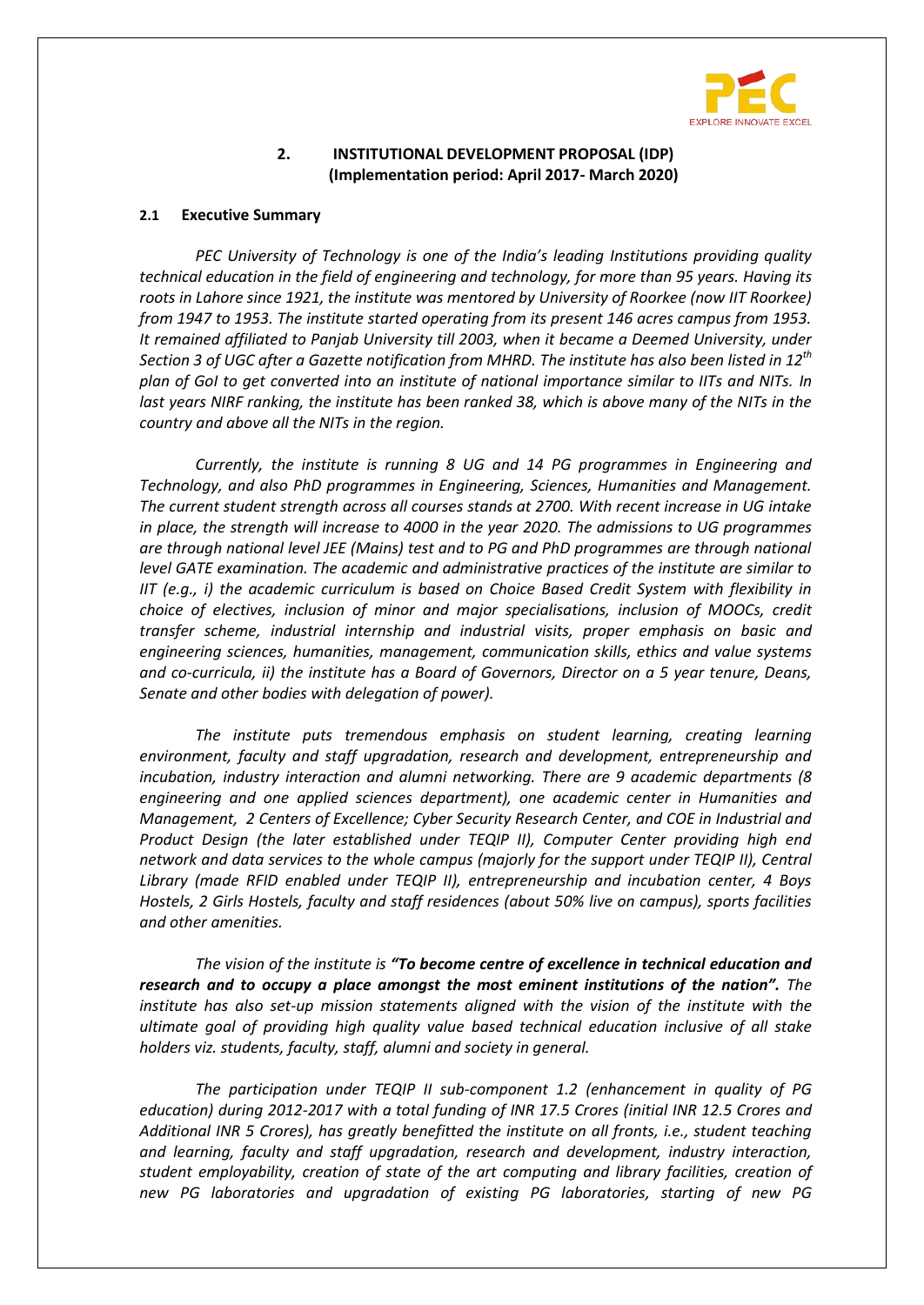## 2. INSTITUTIONAL DEVELOPMENT PROPOSAL (IDP)
**(Implementation period: April 2017- March 2020)**

### 2.1 Executive Summary

*PEC University of Technology is one of the India's leading Institutions providing quality technical education in the field of engineering and technology, for more than 95 years. Having its roots in Lahore since 1921, the institute was mentored by University of Roorkee (now IIT Roorkee) from 1947 to 1953. The institute started operating from its present 146 acres campus from 1953. It remained affiliated to Panjab University till 2003, when it became a Deemed University, under Section 3 of UGC after a Gazette notification from MHRD. The institute has also been listed in 12<sup>th</sup> plan of GoI to get converted into an institute of national importance similar to IITs and NITs. In last years NIRF ranking, the institute has been ranked 38, which is above many of the NITs in the country and above all the NITs in the region.*

*Currently, the institute is running 8 UG and 14 PG programmes in Engineering and Technology, and also PhD programmes in Engineering, Sciences, Humanities and Management. The current student strength across all courses stands at 2700. With recent increase in UG intake in place, the strength will increase to 4000 in the year 2020. The admissions to UG programmes are through national level JEE (Mains) test and to PG and PhD programmes are through national level GATE examination. The academic and administrative practices of the institute are similar to IIT (e.g., i) the academic curriculum is based on Choice Based Credit System with flexibility in choice of electives, inclusion of minor and major specialisations, inclusion of MOOCs, credit transfer scheme, industrial internship and industrial visits, proper emphasis on basic and engineering sciences, humanities, management, communication skills, ethics and value systems and co-curricula, ii) the institute has a Board of Governors, Director on a 5 year tenure, Deans, Senate and other bodies with delegation of power).*

*The institute puts tremendous emphasis on student learning, creating learning environment, faculty and staff upgradation, research and development, entrepreneurship and incubation, industry interaction and alumni networking. There are 9 academic departments (8 engineering and one applied sciences department), one academic center in Humanities and Management, 2 Centers of Excellence; Cyber Security Research Center, and COE in Industrial and Product Design (the later established under TEQIP II), Computer Center providing high end network and data services to the whole campus (majorly for the support under TEQIP II), Central Library (made RFID enabled under TEQIP II), entrepreneurship and incubation center, 4 Boys Hostels, 2 Girls Hostels, faculty and staff residences (about 50% live on campus), sports facilities and other amenities.*

*The vision of the institute is **"To become centre of excellence in technical education and research and to occupy a place amongst the most eminent institutions of the nation".** The institute has also set-up mission statements aligned with the vision of the institute with the ultimate goal of providing high quality value based technical education inclusive of all stake holders viz. students, faculty, staff, alumni and society in general.*

*The participation under TEQIP II sub-component 1.2 (enhancement in quality of PG education) during 2012-2017 with a total funding of INR 17.5 Crores (initial INR 12.5 Crores and Additional INR 5 Crores), has greatly benefitted the institute on all fronts, i.e., student teaching and learning, faculty and staff upgradation, research and development, industry interaction, student employability, creation of state of the art computing and library facilities, creation of new PG laboratories and upgradation of existing PG laboratories, starting of new PG*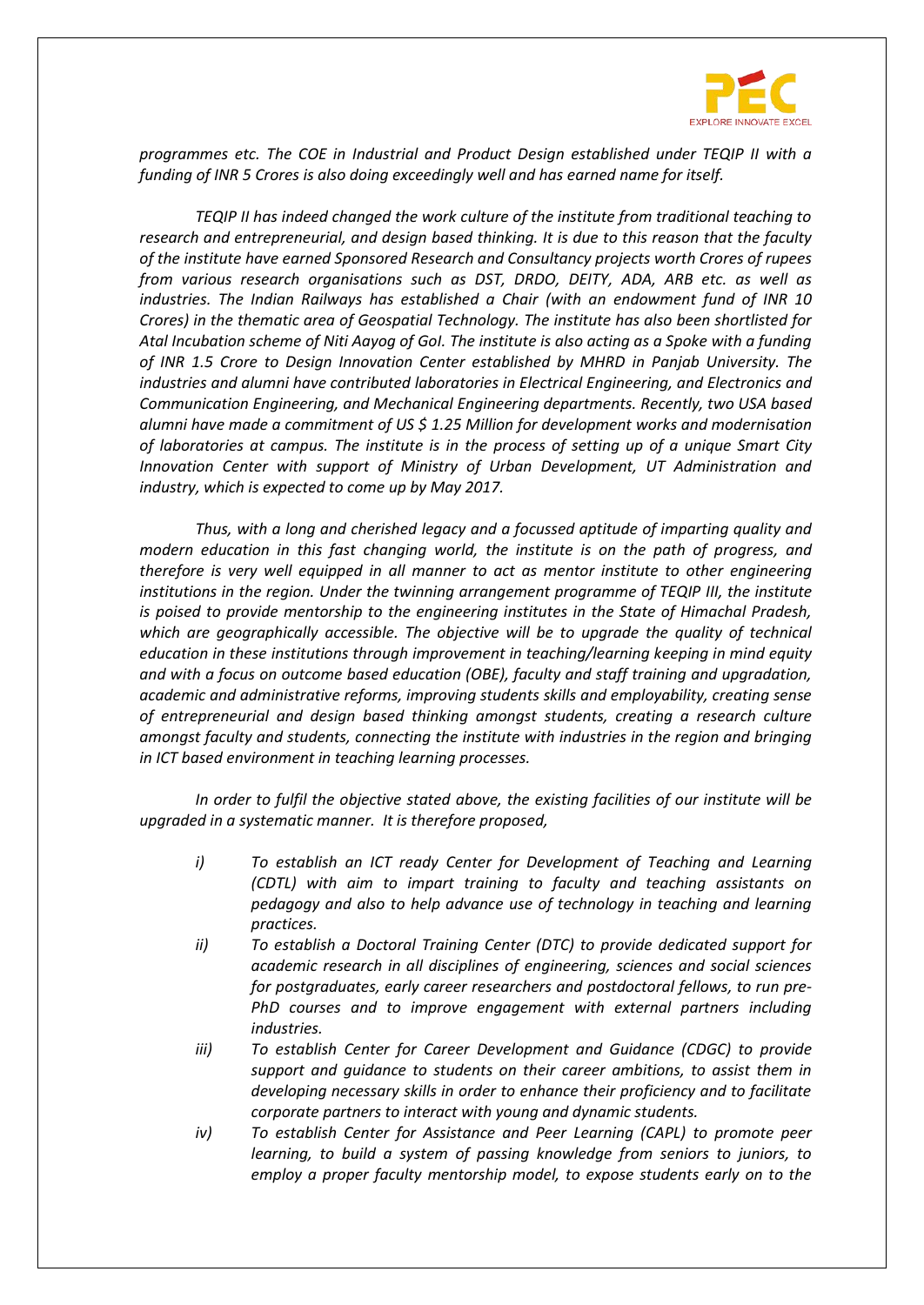*programmes etc. The COE in Industrial and Product Design established under TEQIP II with a funding of INR 5 Crores is also doing exceedingly well and has earned name for itself.*

*TEQIP II has indeed changed the work culture of the institute from traditional teaching to research and entrepreneurial, and design based thinking. It is due to this reason that the faculty of the institute have earned Sponsored Research and Consultancy projects worth Crores of rupees from various research organisations such as DST, DRDO, DEITY, ADA, ARB etc. as well as industries. The Indian Railways has established a Chair (with an endowment fund of INR 10 Crores) in the thematic area of Geospatial Technology. The institute has also been shortlisted for Atal Incubation scheme of Niti Aayog of GoI. The institute is also acting as a Spoke with a funding of INR 1.5 Crore to Design Innovation Center established by MHRD in Panjab University. The industries and alumni have contributed laboratories in Electrical Engineering, and Electronics and Communication Engineering, and Mechanical Engineering departments. Recently, two USA based alumni have made a commitment of US $ 1.25 Million for development works and modernisation of laboratories at campus. The institute is in the process of setting up of a unique Smart City Innovation Center with support of Ministry of Urban Development, UT Administration and industry, which is expected to come up by May 2017.*

*Thus, with a long and cherished legacy and a focussed aptitude of imparting quality and modern education in this fast changing world, the institute is on the path of progress, and therefore is very well equipped in all manner to act as mentor institute to other engineering institutions in the region. Under the twinning arrangement programme of TEQIP III, the institute is poised to provide mentorship to the engineering institutes in the State of Himachal Pradesh, which are geographically accessible. The objective will be to upgrade the quality of technical education in these institutions through improvement in teaching/learning keeping in mind equity and with a focus on outcome based education (OBE), faculty and staff training and upgradation, academic and administrative reforms, improving students skills and employability, creating sense of entrepreneurial and design based thinking amongst students, creating a research culture amongst faculty and students, connecting the institute with industries in the region and bringing in ICT based environment in teaching learning processes.*

*In order to fulfil the objective stated above, the existing facilities of our institute will be upgraded in a systematic manner. It is therefore proposed,*

- *i) To establish an ICT ready Center for Development of Teaching and Learning (CDTL) with aim to impart training to faculty and teaching assistants on pedagogy and also to help advance use of technology in teaching and learning practices.*
- *ii) To establish a Doctoral Training Center (DTC) to provide dedicated support for academic research in all disciplines of engineering, sciences and social sciences for postgraduates, early career researchers and postdoctoral fellows, to run pre-PhD courses and to improve engagement with external partners including industries.*
- *iii) To establish Center for Career Development and Guidance (CDGC) to provide support and guidance to students on their career ambitions, to assist them in developing necessary skills in order to enhance their proficiency and to facilitate corporate partners to interact with young and dynamic students.*
- *iv) To establish Center for Assistance and Peer Learning (CAPL) to promote peer learning, to build a system of passing knowledge from seniors to juniors, to employ a proper faculty mentorship model, to expose students early on to the*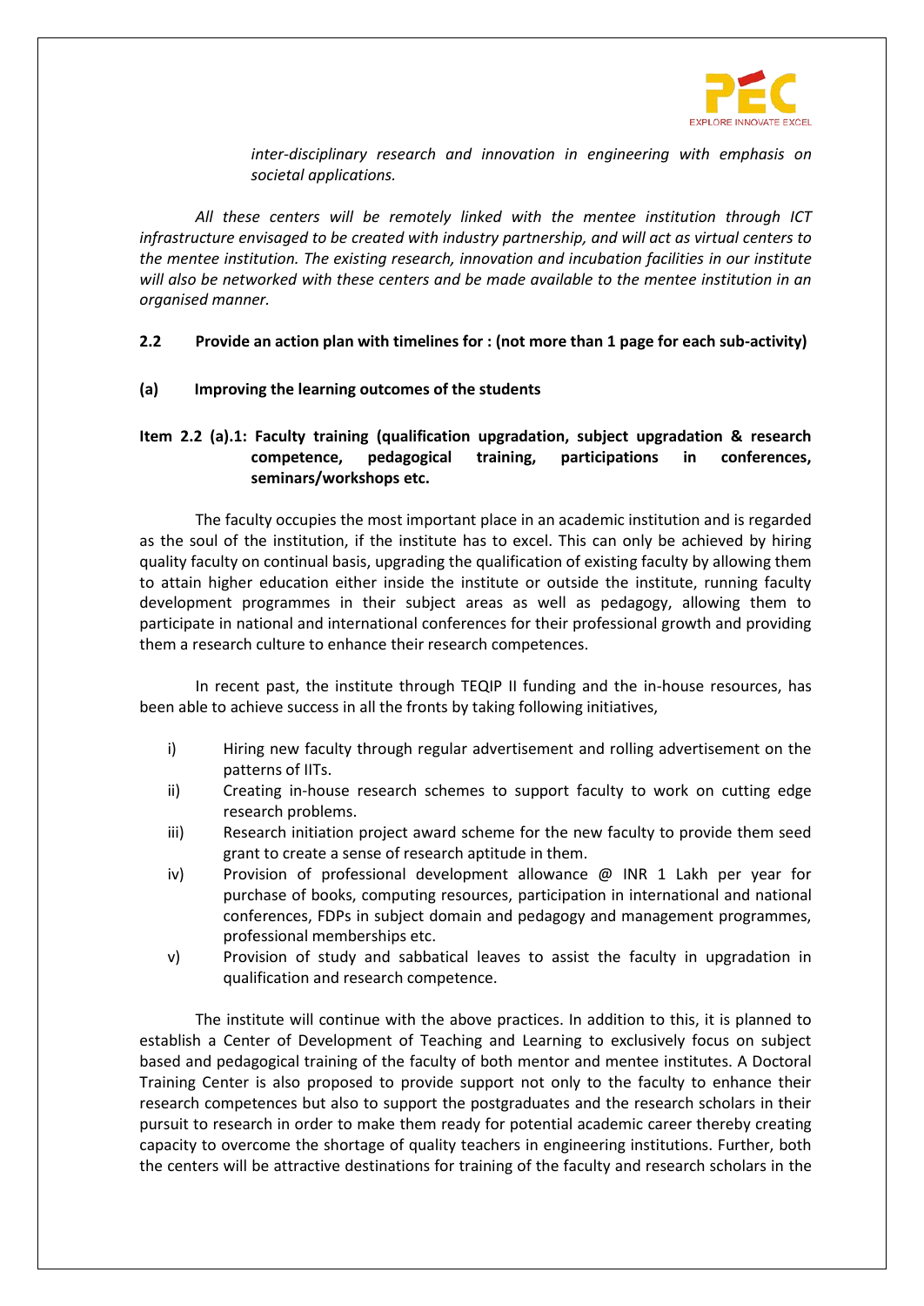*inter-disciplinary research and innovation in engineering with emphasis on societal applications.*

*All these centers will be remotely linked with the mentee institution through ICT infrastructure envisaged to be created with industry partnership, and will act as virtual centers to the mentee institution. The existing research, innovation and incubation facilities in our institute will also be networked with these centers and be made available to the mentee institution in an organised manner.*

**2.2 Provide an action plan with timelines for : (not more than 1 page for each sub-activity)**

**(a) Improving the learning outcomes of the students**

**Item 2.2 (a).1: Faculty training (qualification upgradation, subject upgradation & research competence, pedagogical training, participations in conferences, seminars/workshops etc.**

The faculty occupies the most important place in an academic institution and is regarded as the soul of the institution, if the institute has to excel. This can only be achieved by hiring quality faculty on continual basis, upgrading the qualification of existing faculty by allowing them to attain higher education either inside the institute or outside the institute, running faculty development programmes in their subject areas as well as pedagogy, allowing them to participate in national and international conferences for their professional growth and providing them a research culture to enhance their research competences.

In recent past, the institute through TEQIP II funding and the in-house resources, has been able to achieve success in all the fronts by taking following initiatives,

i) Hiring new faculty through regular advertisement and rolling advertisement on the patterns of IITs.
ii) Creating in-house research schemes to support faculty to work on cutting edge research problems.
iii) Research initiation project award scheme for the new faculty to provide them seed grant to create a sense of research aptitude in them.
iv) Provision of professional development allowance @ INR 1 Lakh per year for purchase of books, computing resources, participation in international and national conferences, FDPs in subject domain and pedagogy and management programmes, professional memberships etc.
v) Provision of study and sabbatical leaves to assist the faculty in upgradation in qualification and research competence.

The institute will continue with the above practices. In addition to this, it is planned to establish a Center of Development of Teaching and Learning to exclusively focus on subject based and pedagogical training of the faculty of both mentor and mentee institutes. A Doctoral Training Center is also proposed to provide support not only to the faculty to enhance their research competences but also to support the postgraduates and the research scholars in their pursuit to research in order to make them ready for potential academic career thereby creating capacity to overcome the shortage of quality teachers in engineering institutions. Further, both the centers will be attractive destinations for training of the faculty and research scholars in the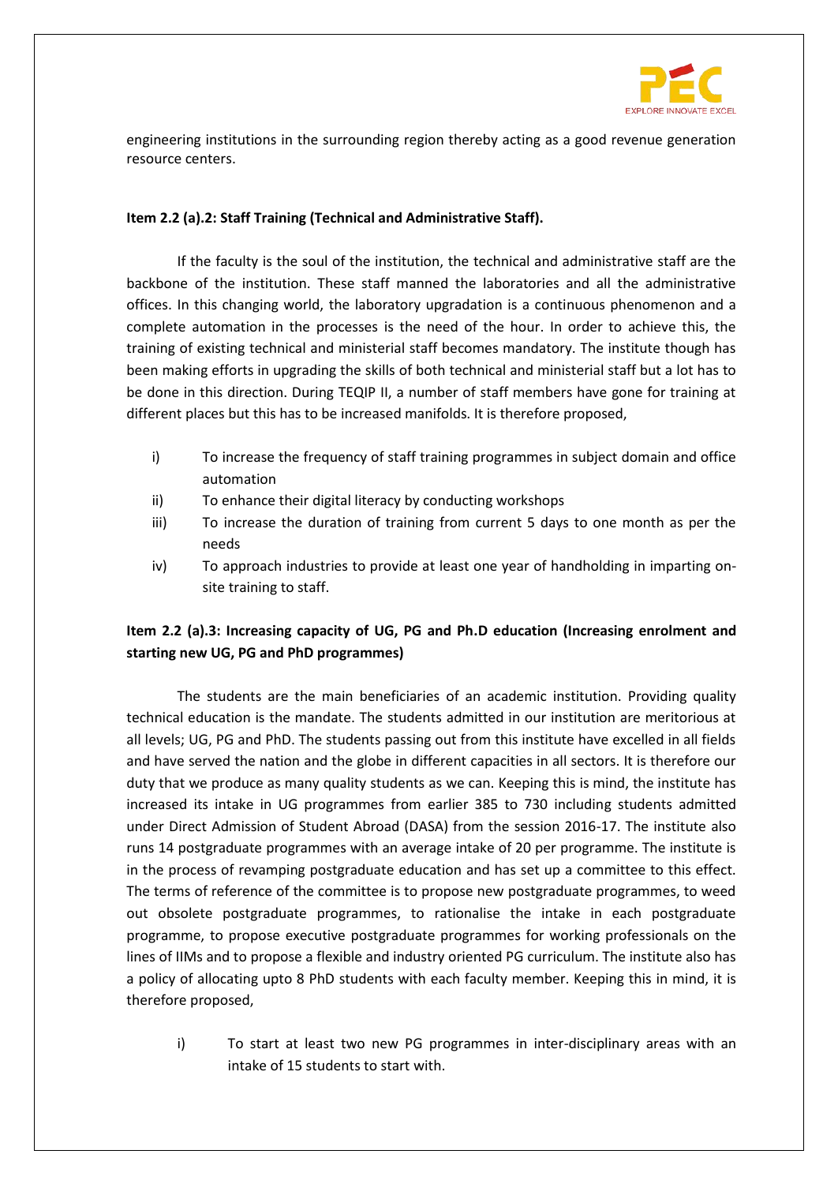engineering institutions in the surrounding region thereby acting as a good revenue generation resource centers.

**Item 2.2 (a).2: Staff Training (Technical and Administrative Staff).**

If the faculty is the soul of the institution, the technical and administrative staff are the backbone of the institution. These staff manned the laboratories and all the administrative offices. In this changing world, the laboratory upgradation is a continuous phenomenon and a complete automation in the processes is the need of the hour. In order to achieve this, the training of existing technical and ministerial staff becomes mandatory. The institute though has been making efforts in upgrading the skills of both technical and ministerial staff but a lot has to be done in this direction. During TEQIP II, a number of staff members have gone for training at different places but this has to be increased manifolds. It is therefore proposed,

i) To increase the frequency of staff training programmes in subject domain and office automation
ii) To enhance their digital literacy by conducting workshops
iii) To increase the duration of training from current 5 days to one month as per the needs
iv) To approach industries to provide at least one year of handholding in imparting on-site training to staff.

**Item 2.2 (a).3: Increasing capacity of UG, PG and Ph.D education (Increasing enrolment and starting new UG, PG and PhD programmes)**

The students are the main beneficiaries of an academic institution. Providing quality technical education is the mandate. The students admitted in our institution are meritorious at all levels; UG, PG and PhD. The students passing out from this institute have excelled in all fields and have served the nation and the globe in different capacities in all sectors. It is therefore our duty that we produce as many quality students as we can. Keeping this is mind, the institute has increased its intake in UG programmes from earlier 385 to 730 including students admitted under Direct Admission of Student Abroad (DASA) from the session 2016-17. The institute also runs 14 postgraduate programmes with an average intake of 20 per programme. The institute is in the process of revamping postgraduate education and has set up a committee to this effect. The terms of reference of the committee is to propose new postgraduate programmes, to weed out obsolete postgraduate programmes, to rationalise the intake in each postgraduate programme, to propose executive postgraduate programmes for working professionals on the lines of IIMs and to propose a flexible and industry oriented PG curriculum. The institute also has a policy of allocating upto 8 PhD students with each faculty member. Keeping this in mind, it is therefore proposed,

i) To start at least two new PG programmes in inter-disciplinary areas with an intake of 15 students to start with.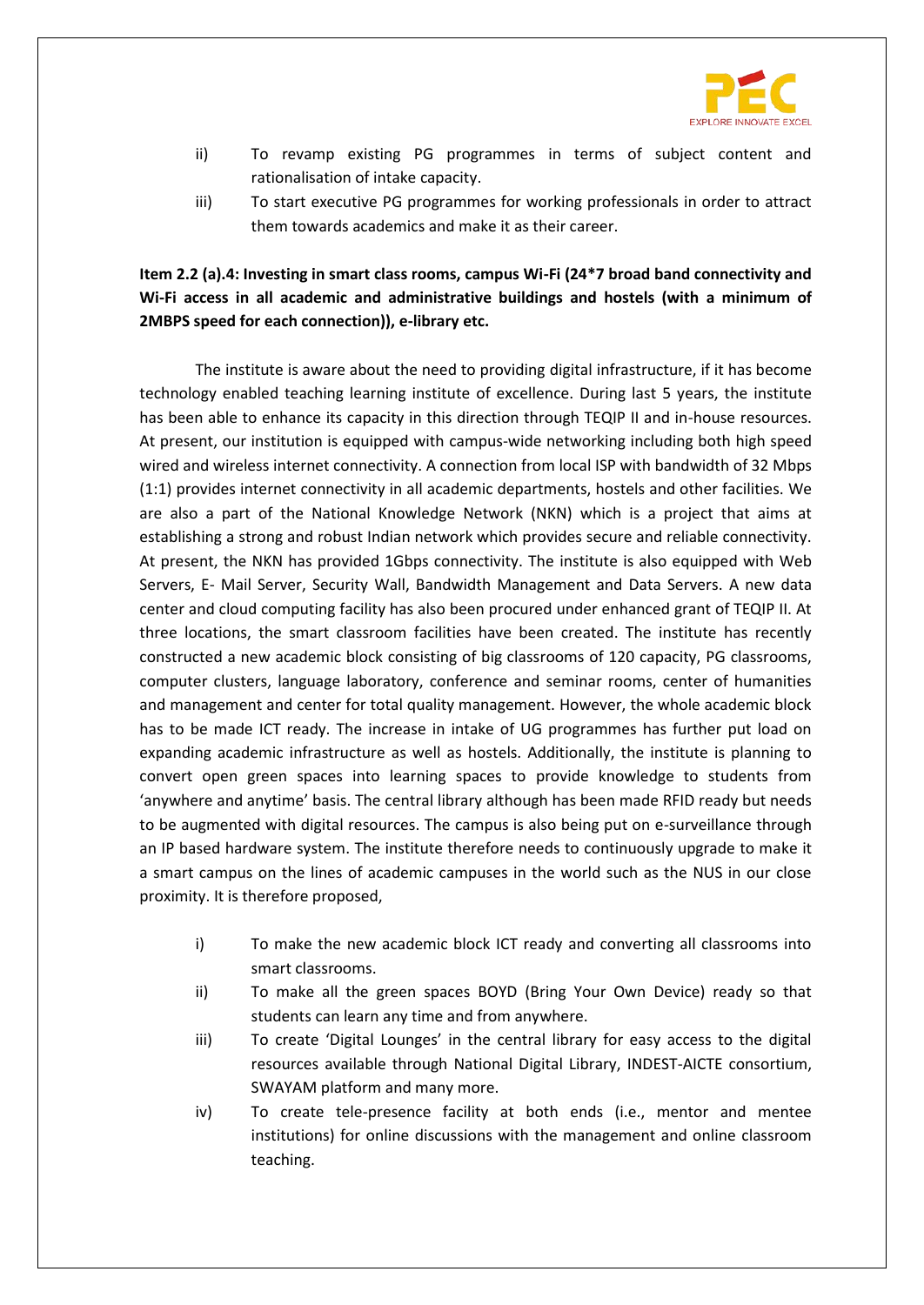ii) To revamp existing PG programmes in terms of subject content and rationalisation of intake capacity.

iii) To start executive PG programmes for working professionals in order to attract them towards academics and make it as their career.

**Item 2.2 (a).4: Investing in smart class rooms, campus Wi-Fi (24*7 broad band connectivity and Wi-Fi access in all academic and administrative buildings and hostels (with a minimum of 2MBPS speed for each connection)), e-library etc.**

The institute is aware about the need to providing digital infrastructure, if it has become technology enabled teaching learning institute of excellence. During last 5 years, the institute has been able to enhance its capacity in this direction through TEQIP II and in-house resources. At present, our institution is equipped with campus-wide networking including both high speed wired and wireless internet connectivity. A connection from local ISP with bandwidth of 32 Mbps (1:1) provides internet connectivity in all academic departments, hostels and other facilities. We are also a part of the National Knowledge Network (NKN) which is a project that aims at establishing a strong and robust Indian network which provides secure and reliable connectivity. At present, the NKN has provided 1Gbps connectivity. The institute is also equipped with Web Servers, E- Mail Server, Security Wall, Bandwidth Management and Data Servers. A new data center and cloud computing facility has also been procured under enhanced grant of TEQIP II. At three locations, the smart classroom facilities have been created. The institute has recently constructed a new academic block consisting of big classrooms of 120 capacity, PG classrooms, computer clusters, language laboratory, conference and seminar rooms, center of humanities and management and center for total quality management. However, the whole academic block has to be made ICT ready. The increase in intake of UG programmes has further put load on expanding academic infrastructure as well as hostels. Additionally, the institute is planning to convert open green spaces into learning spaces to provide knowledge to students from 'anywhere and anytime' basis. The central library although has been made RFID ready but needs to be augmented with digital resources. The campus is also being put on e-surveillance through an IP based hardware system. The institute therefore needs to continuously upgrade to make it a smart campus on the lines of academic campuses in the world such as the NUS in our close proximity. It is therefore proposed,

i) To make the new academic block ICT ready and converting all classrooms into smart classrooms.

ii) To make all the green spaces BOYD (Bring Your Own Device) ready so that students can learn any time and from anywhere.

iii) To create 'Digital Lounges' in the central library for easy access to the digital resources available through National Digital Library, INDEST-AICTE consortium, SWAYAM platform and many more.

iv) To create tele-presence facility at both ends (i.e., mentor and mentee institutions) for online discussions with the management and online classroom teaching.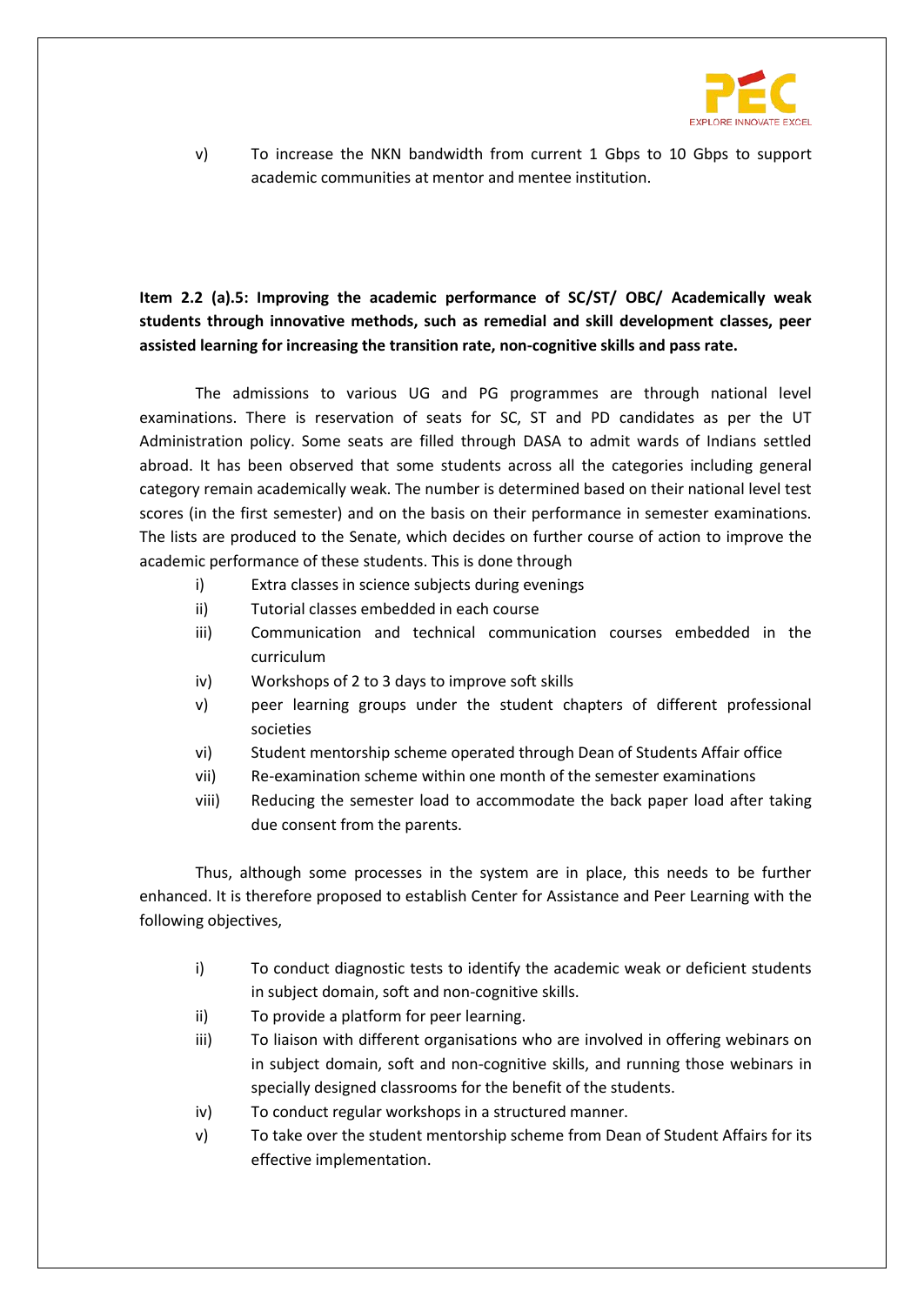v) To increase the NKN bandwidth from current 1 Gbps to 10 Gbps to support academic communities at mentor and mentee institution.

**Item 2.2 (a).5: Improving the academic performance of SC/ST/ OBC/ Academically weak students through innovative methods, such as remedial and skill development classes, peer assisted learning for increasing the transition rate, non-cognitive skills and pass rate.**

The admissions to various UG and PG programmes are through national level examinations. There is reservation of seats for SC, ST and PD candidates as per the UT Administration policy. Some seats are filled through DASA to admit wards of Indians settled abroad. It has been observed that some students across all the categories including general category remain academically weak. The number is determined based on their national level test scores (in the first semester) and on the basis on their performance in semester examinations. The lists are produced to the Senate, which decides on further course of action to improve the academic performance of these students. This is done through

i) Extra classes in science subjects during evenings
ii) Tutorial classes embedded in each course
iii) Communication and technical communication courses embedded in the curriculum
iv) Workshops of 2 to 3 days to improve soft skills
v) peer learning groups under the student chapters of different professional societies
vi) Student mentorship scheme operated through Dean of Students Affair office
vii) Re-examination scheme within one month of the semester examinations
viii) Reducing the semester load to accommodate the back paper load after taking due consent from the parents.

Thus, although some processes in the system are in place, this needs to be further enhanced. It is therefore proposed to establish Center for Assistance and Peer Learning with the following objectives,

i) To conduct diagnostic tests to identify the academic weak or deficient students in subject domain, soft and non-cognitive skills.
ii) To provide a platform for peer learning.
iii) To liaison with different organisations who are involved in offering webinars on in subject domain, soft and non-cognitive skills, and running those webinars in specially designed classrooms for the benefit of the students.
iv) To conduct regular workshops in a structured manner.
v) To take over the student mentorship scheme from Dean of Student Affairs for its effective implementation.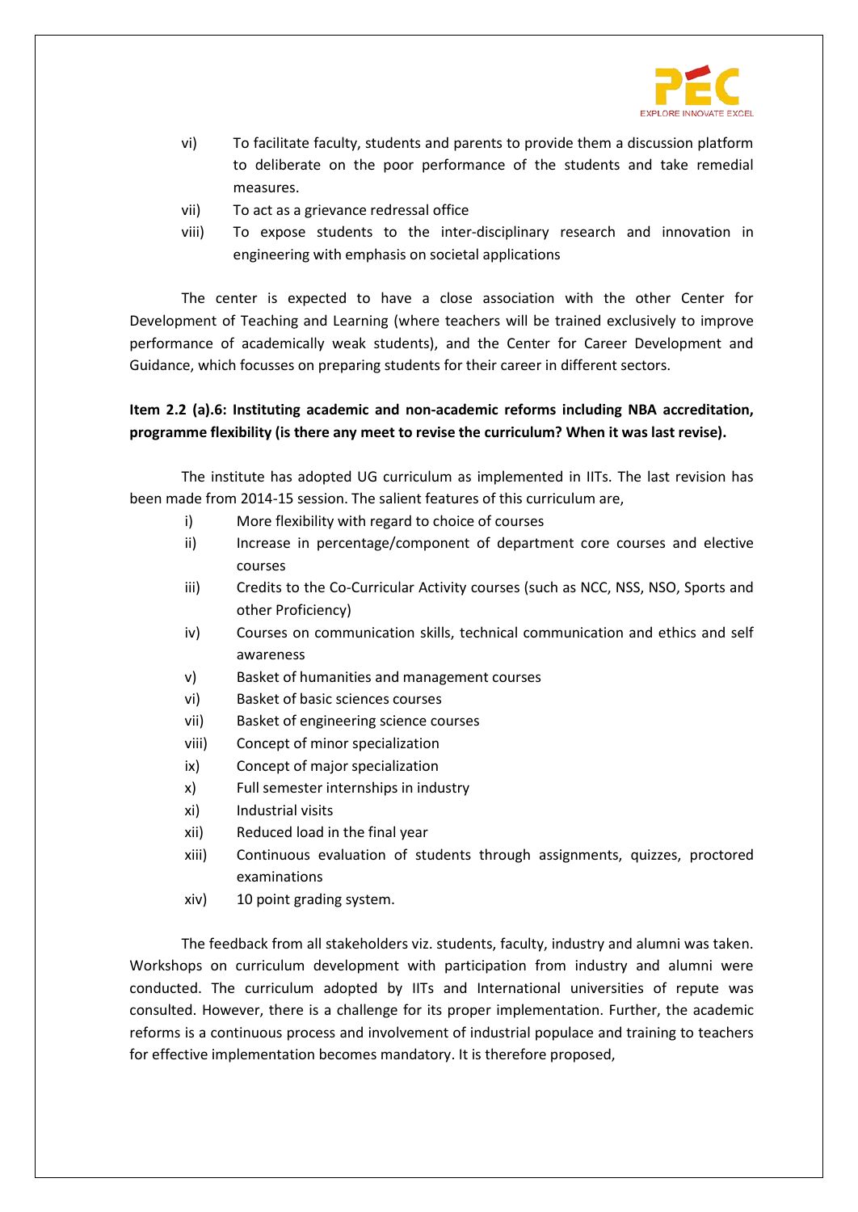vi) To facilitate faculty, students and parents to provide them a discussion platform to deliberate on the poor performance of the students and take remedial measures.

vii) To act as a grievance redressal office

viii) To expose students to the inter-disciplinary research and innovation in engineering with emphasis on societal applications

The center is expected to have a close association with the other Center for Development of Teaching and Learning (where teachers will be trained exclusively to improve performance of academically weak students), and the Center for Career Development and Guidance, which focusses on preparing students for their career in different sectors.

**Item 2.2 (a).6: Instituting academic and non-academic reforms including NBA accreditation, programme flexibility (is there any meet to revise the curriculum? When it was last revise).**

The institute has adopted UG curriculum as implemented in IITs. The last revision has been made from 2014-15 session. The salient features of this curriculum are,

i) More flexibility with regard to choice of courses

ii) Increase in percentage/component of department core courses and elective courses

iii) Credits to the Co-Curricular Activity courses (such as NCC, NSS, NSO, Sports and other Proficiency)

iv) Courses on communication skills, technical communication and ethics and self awareness

v) Basket of humanities and management courses

vi) Basket of basic sciences courses

vii) Basket of engineering science courses

viii) Concept of minor specialization

ix) Concept of major specialization

x) Full semester internships in industry

xi) Industrial visits

xii) Reduced load in the final year

xiii) Continuous evaluation of students through assignments, quizzes, proctored examinations

xiv) 10 point grading system.

The feedback from all stakeholders viz. students, faculty, industry and alumni was taken. Workshops on curriculum development with participation from industry and alumni were conducted. The curriculum adopted by IITs and International universities of repute was consulted. However, there is a challenge for its proper implementation. Further, the academic reforms is a continuous process and involvement of industrial populace and training to teachers for effective implementation becomes mandatory. It is therefore proposed,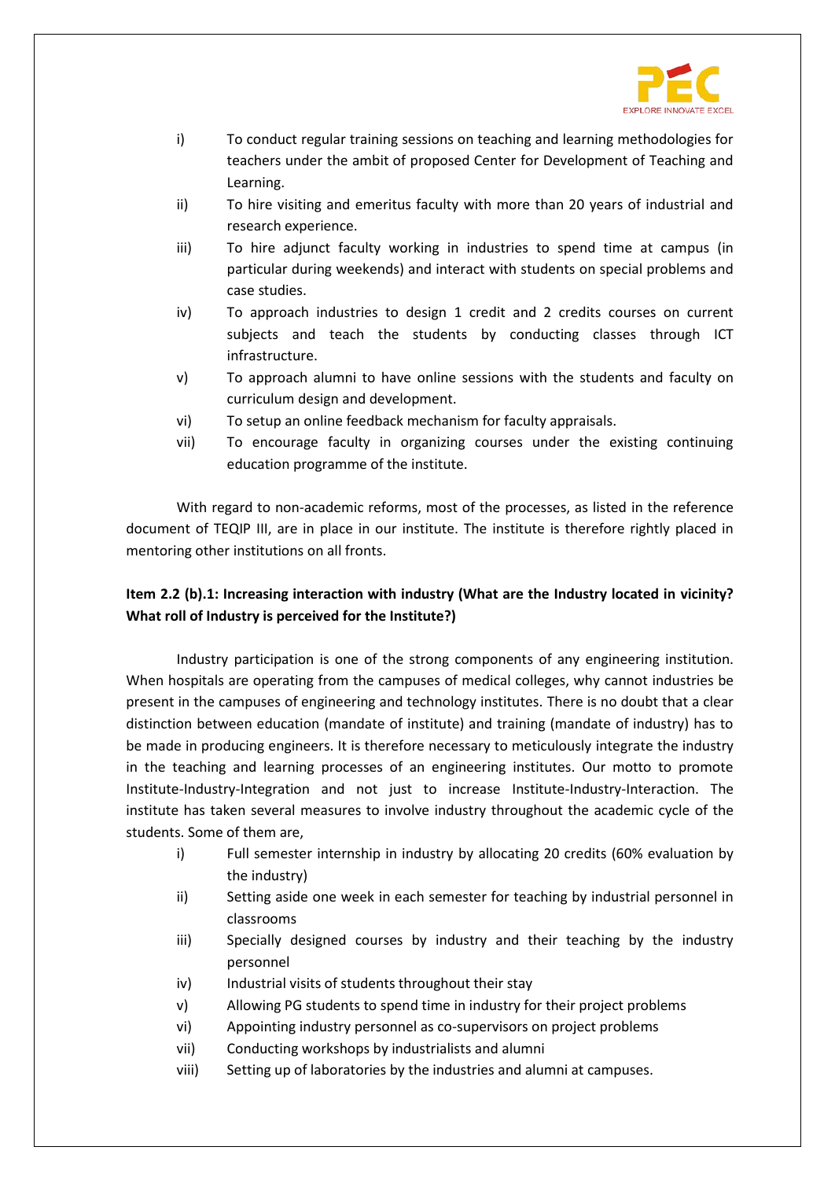i) To conduct regular training sessions on teaching and learning methodologies for teachers under the ambit of proposed Center for Development of Teaching and Learning.
ii) To hire visiting and emeritus faculty with more than 20 years of industrial and research experience.
iii) To hire adjunct faculty working in industries to spend time at campus (in particular during weekends) and interact with students on special problems and case studies.
iv) To approach industries to design 1 credit and 2 credits courses on current subjects and teach the students by conducting classes through ICT infrastructure.
v) To approach alumni to have online sessions with the students and faculty on curriculum design and development.
vi) To setup an online feedback mechanism for faculty appraisals.
vii) To encourage faculty in organizing courses under the existing continuing education programme of the institute.

With regard to non-academic reforms, most of the processes, as listed in the reference document of TEQIP III, are in place in our institute. The institute is therefore rightly placed in mentoring other institutions on all fronts.

**Item 2.2 (b).1: Increasing interaction with industry (What are the Industry located in vicinity? What roll of Industry is perceived for the Institute?)**

Industry participation is one of the strong components of any engineering institution. When hospitals are operating from the campuses of medical colleges, why cannot industries be present in the campuses of engineering and technology institutes. There is no doubt that a clear distinction between education (mandate of institute) and training (mandate of industry) has to be made in producing engineers. It is therefore necessary to meticulously integrate the industry in the teaching and learning processes of an engineering institutes. Our motto to promote Institute-Industry-Integration and not just to increase Institute-Industry-Interaction. The institute has taken several measures to involve industry throughout the academic cycle of the students. Some of them are,

i) Full semester internship in industry by allocating 20 credits (60% evaluation by the industry)
ii) Setting aside one week in each semester for teaching by industrial personnel in classrooms
iii) Specially designed courses by industry and their teaching by the industry personnel
iv) Industrial visits of students throughout their stay
v) Allowing PG students to spend time in industry for their project problems
vi) Appointing industry personnel as co-supervisors on project problems
vii) Conducting workshops by industrialists and alumni
viii) Setting up of laboratories by the industries and alumni at campuses.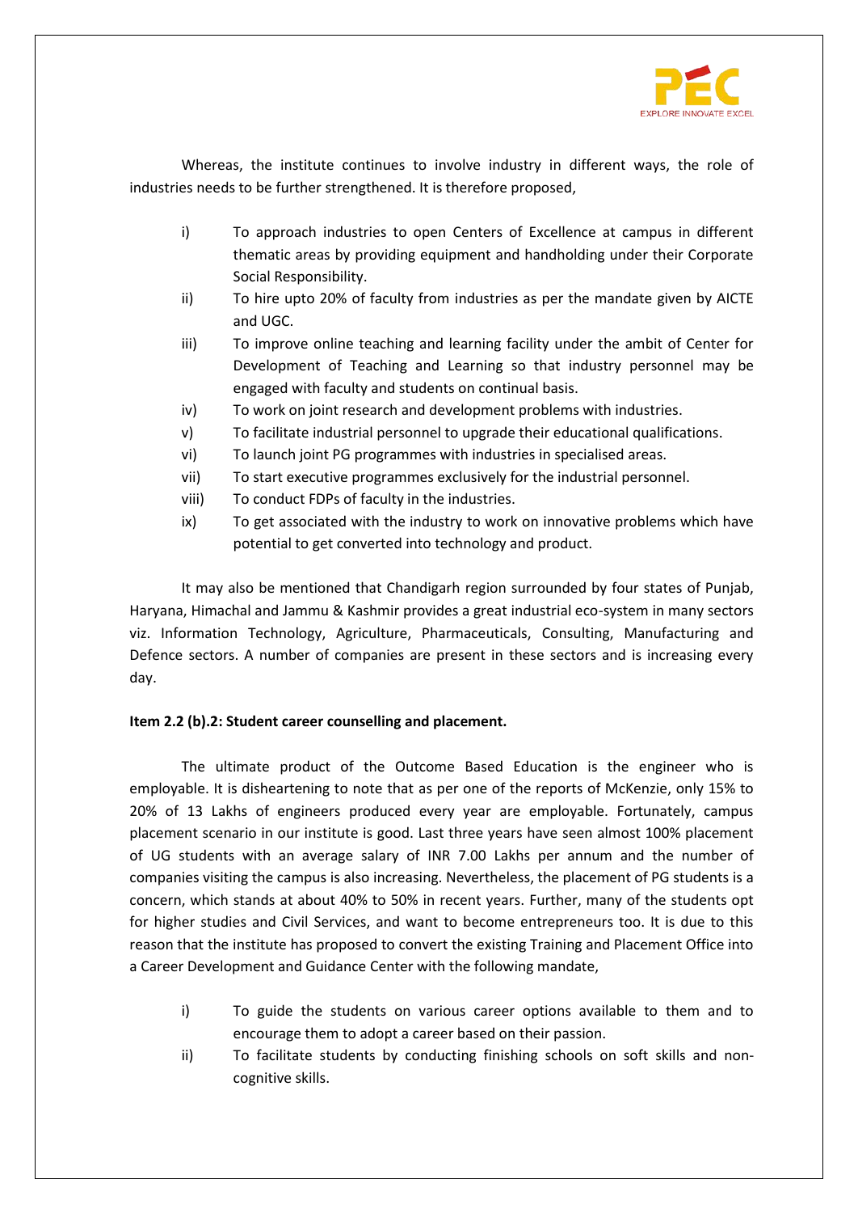Whereas, the institute continues to involve industry in different ways, the role of industries needs to be further strengthened. It is therefore proposed,

i) To approach industries to open Centers of Excellence at campus in different thematic areas by providing equipment and handholding under their Corporate Social Responsibility.
ii) To hire upto 20% of faculty from industries as per the mandate given by AICTE and UGC.
iii) To improve online teaching and learning facility under the ambit of Center for Development of Teaching and Learning so that industry personnel may be engaged with faculty and students on continual basis.
iv) To work on joint research and development problems with industries.
v) To facilitate industrial personnel to upgrade their educational qualifications.
vi) To launch joint PG programmes with industries in specialised areas.
vii) To start executive programmes exclusively for the industrial personnel.
viii) To conduct FDPs of faculty in the industries.
ix) To get associated with the industry to work on innovative problems which have potential to get converted into technology and product.

It may also be mentioned that Chandigarh region surrounded by four states of Punjab, Haryana, Himachal and Jammu & Kashmir provides a great industrial eco-system in many sectors viz. Information Technology, Agriculture, Pharmaceuticals, Consulting, Manufacturing and Defence sectors. A number of companies are present in these sectors and is increasing every day.

**Item 2.2 (b).2: Student career counselling and placement.**

The ultimate product of the Outcome Based Education is the engineer who is employable. It is disheartening to note that as per one of the reports of McKenzie, only 15% to 20% of 13 Lakhs of engineers produced every year are employable. Fortunately, campus placement scenario in our institute is good. Last three years have seen almost 100% placement of UG students with an average salary of INR 7.00 Lakhs per annum and the number of companies visiting the campus is also increasing. Nevertheless, the placement of PG students is a concern, which stands at about 40% to 50% in recent years. Further, many of the students opt for higher studies and Civil Services, and want to become entrepreneurs too. It is due to this reason that the institute has proposed to convert the existing Training and Placement Office into a Career Development and Guidance Center with the following mandate,

i) To guide the students on various career options available to them and to encourage them to adopt a career based on their passion.
ii) To facilitate students by conducting finishing schools on soft skills and non-cognitive skills.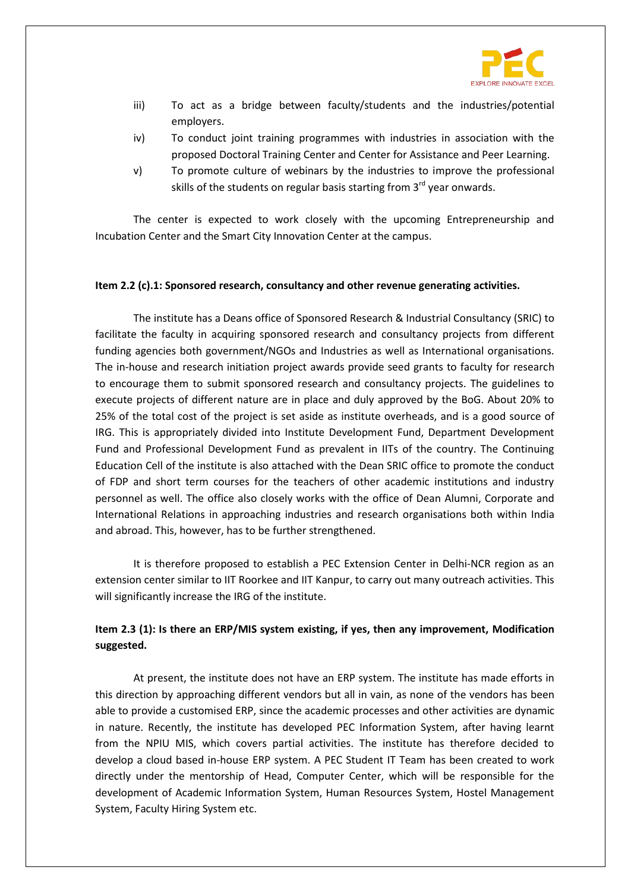iii) To act as a bridge between faculty/students and the industries/potential employers.

iv) To conduct joint training programmes with industries in association with the proposed Doctoral Training Center and Center for Assistance and Peer Learning.

v) To promote culture of webinars by the industries to improve the professional skills of the students on regular basis starting from 3rd year onwards.

The center is expected to work closely with the upcoming Entrepreneurship and Incubation Center and the Smart City Innovation Center at the campus.

**Item 2.2 (c).1: Sponsored research, consultancy and other revenue generating activities.**

The institute has a Deans office of Sponsored Research & Industrial Consultancy (SRIC) to facilitate the faculty in acquiring sponsored research and consultancy projects from different funding agencies both government/NGOs and Industries as well as International organisations. The in-house and research initiation project awards provide seed grants to faculty for research to encourage them to submit sponsored research and consultancy projects. The guidelines to execute projects of different nature are in place and duly approved by the BoG. About 20% to 25% of the total cost of the project is set aside as institute overheads, and is a good source of IRG. This is appropriately divided into Institute Development Fund, Department Development Fund and Professional Development Fund as prevalent in IITs of the country. The Continuing Education Cell of the institute is also attached with the Dean SRIC office to promote the conduct of FDP and short term courses for the teachers of other academic institutions and industry personnel as well. The office also closely works with the office of Dean Alumni, Corporate and International Relations in approaching industries and research organisations both within India and abroad. This, however, has to be further strengthened.

It is therefore proposed to establish a PEC Extension Center in Delhi-NCR region as an extension center similar to IIT Roorkee and IIT Kanpur, to carry out many outreach activities. This will significantly increase the IRG of the institute.

**Item 2.3 (1): Is there an ERP/MIS system existing, if yes, then any improvement, Modification suggested.**

At present, the institute does not have an ERP system. The institute has made efforts in this direction by approaching different vendors but all in vain, as none of the vendors has been able to provide a customised ERP, since the academic processes and other activities are dynamic in nature. Recently, the institute has developed PEC Information System, after having learnt from the NPIU MIS, which covers partial activities. The institute has therefore decided to develop a cloud based in-house ERP system. A PEC Student IT Team has been created to work directly under the mentorship of Head, Computer Center, which will be responsible for the development of Academic Information System, Human Resources System, Hostel Management System, Faculty Hiring System etc.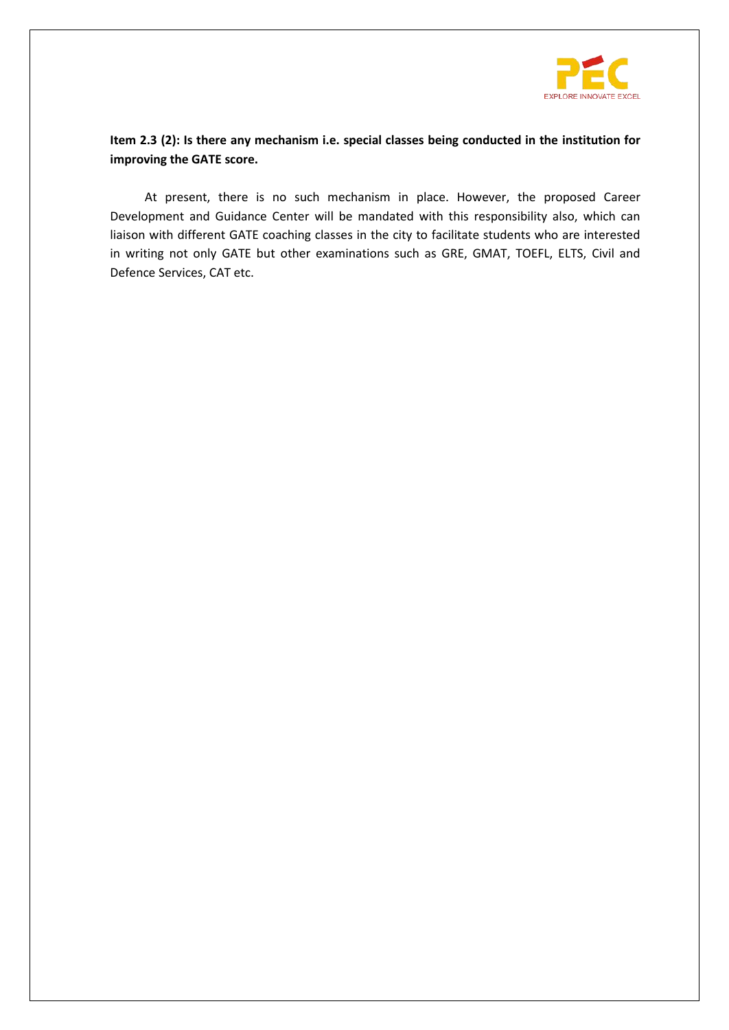**Item 2.3 (2): Is there any mechanism i.e. special classes being conducted in the institution for improving the GATE score.**

At present, there is no such mechanism in place. However, the proposed Career Development and Guidance Center will be mandated with this responsibility also, which can liaison with different GATE coaching classes in the city to facilitate students who are interested in writing not only GATE but other examinations such as GRE, GMAT, TOEFL, ELTS, Civil and Defence Services, CAT etc.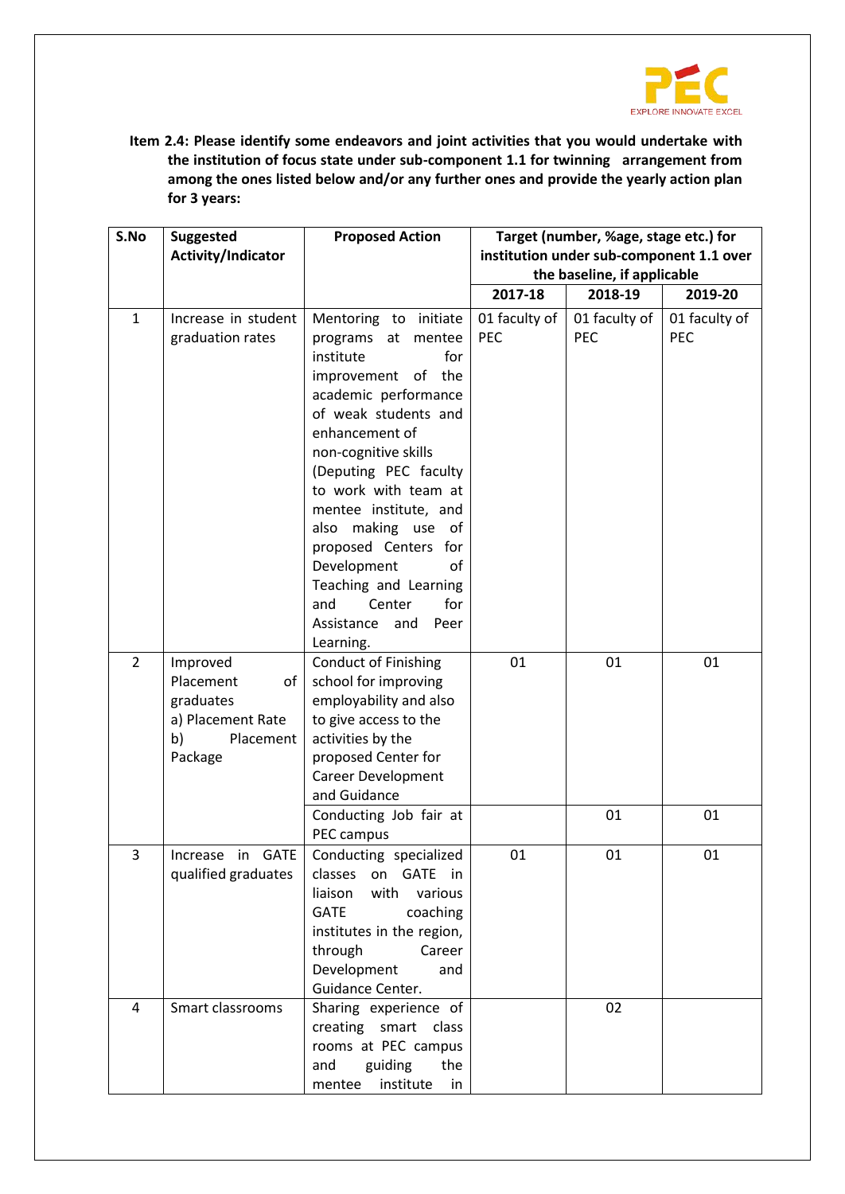**Item 2.4: Please identify some endeavors and joint activities that you would undertake with the institution of focus state under sub-component 1.1 for twinning arrangement from among the ones listed below and/or any further ones and provide the yearly action plan for 3 years:**

| S.No | Suggested Activity/Indicator | Proposed Action | Target (number, %age, stage etc.) for institution under sub-component 1.1 over the baseline, if applicable | | |
|---|---|---|---|---|---|
| | | | 2017-18 | 2018-19 | 2019-20 |
| 1 | Increase in student graduation rates | Mentoring to initiate programs at mentee institute for improvement of the academic performance of weak students and enhancement of non-cognitive skills (Deputing PEC faculty to work with team at mentee institute, and also making use of proposed Centers for Development of Teaching and Learning and Center for Assistance and Peer Learning. | 01 faculty of PEC | 01 faculty of PEC | 01 faculty of PEC |
| 2 | Improved Placement of graduates a) Placement Rate b) Placement Package | Conduct of Finishing school for improving employability and also to give access to the activities by the proposed Center for Career Development and Guidance | 01 | 01 | 01 |
| | | Conducting Job fair at PEC campus | | 01 | 01 |
| 3 | Increase in GATE qualified graduates | Conducting specialized classes on GATE in liaison with various GATE coaching institutes in the region, through Career Development and Guidance Center. | 01 | 01 | 01 |
| 4 | Smart classrooms | Sharing experience of creating smart class rooms at PEC campus and guiding the mentee institute in | | 02 | |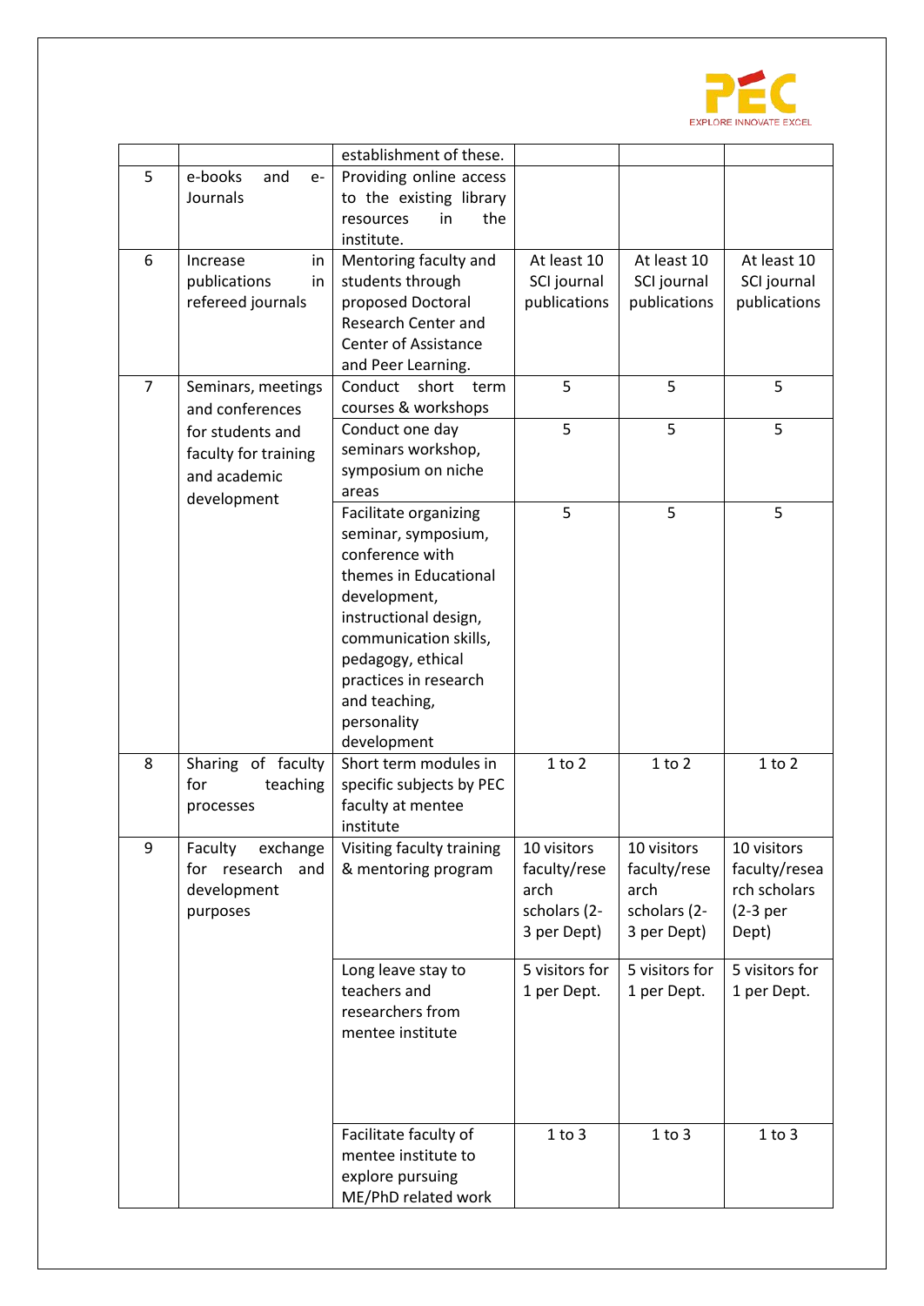| | | establishment of these. | | | |
|---|---|---|---|---|---|
| 5 | e-books and e-Journals | Providing online access to the existing library resources in the institute. | | | |
| 6 | Increase in publications in refereed journals | Mentoring faculty and students through proposed Doctoral Research Center and Center of Assistance and Peer Learning. | At least 10 SCI journal publications | At least 10 SCI journal publications | At least 10 SCI journal publications |
| 7 | Seminars, meetings and conferences for students and faculty for training and academic development | Conduct short term courses & workshops | 5 | 5 | 5 |
| | | Conduct one day seminars workshop, symposium on niche areas | 5 | 5 | 5 |
| | | Facilitate organizing seminar, symposium, conference with themes in Educational development, instructional design, communication skills, pedagogy, ethical practices in research and teaching, personality development | 5 | 5 | 5 |
| 8 | Sharing of faculty for teaching processes | Short term modules in specific subjects by PEC faculty at mentee institute | 1 to 2 | 1 to 2 | 1 to 2 |
| 9 | Faculty exchange for research and development purposes | Visiting faculty training & mentoring program | 10 visitors faculty/research scholars (2-3 per Dept) | 10 visitors faculty/research scholars (2-3 per Dept) | 10 visitors faculty/research scholars (2-3 per Dept) |
| | | Long leave stay to teachers and researchers from mentee institute | 5 visitors for 1 per Dept. | 5 visitors for 1 per Dept. | 5 visitors for 1 per Dept. |
| | | Facilitate faculty of mentee institute to explore pursuing ME/PhD related work | 1 to 3 | 1 to 3 | 1 to 3 |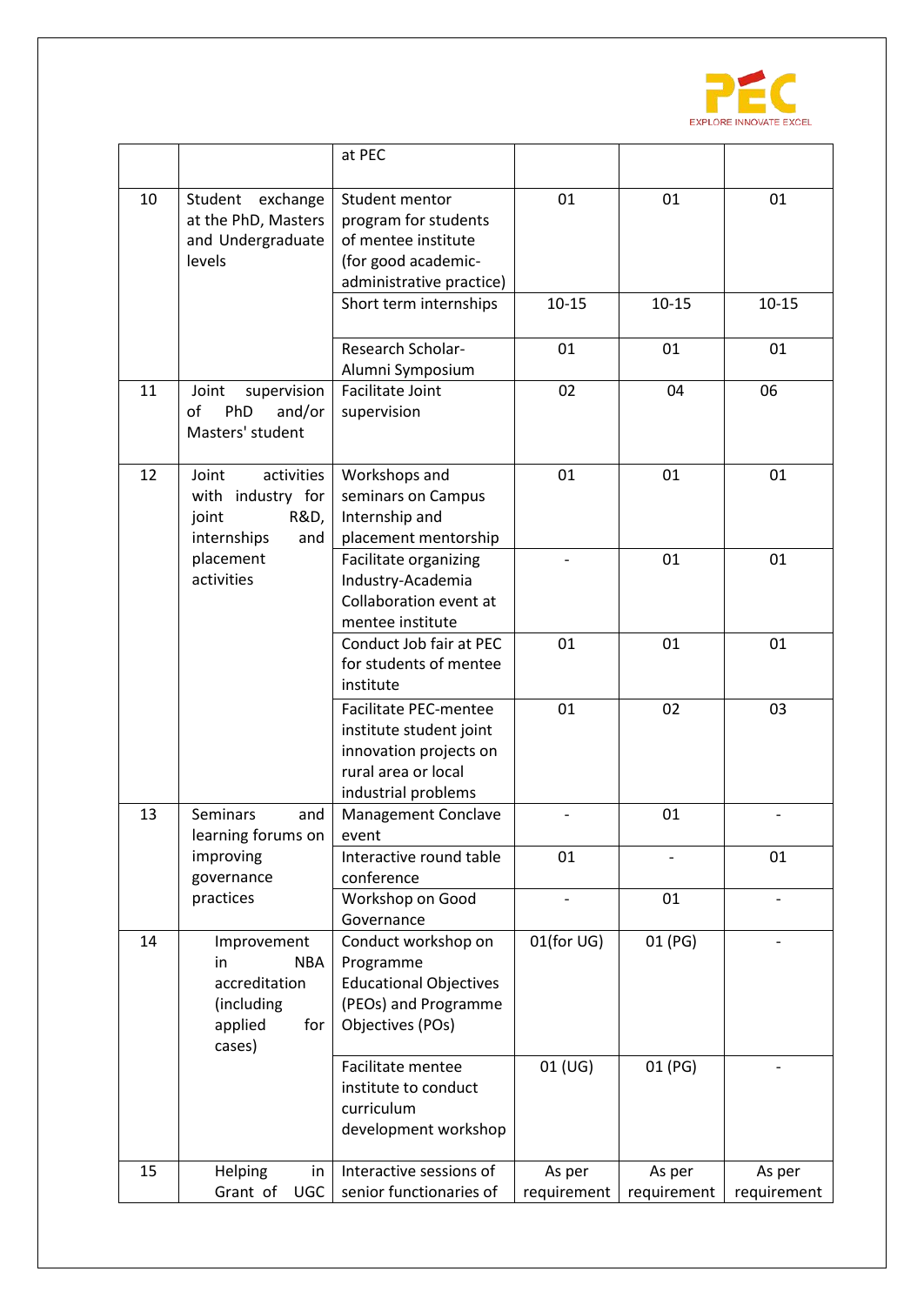| | | at PEC | | | |
|---|---|---|---|---|---|
| 10 | Student exchange at the PhD, Masters and Undergraduate levels | Student mentor program for students of mentee institute (for good academic-administrative practice) | 01 | 01 | 01 |
| | | Short term internships | 10-15 | 10-15 | 10-15 |
| | | Research Scholar-Alumni Symposium | 01 | 01 | 01 |
| 11 | Joint supervision of PhD and/or Masters' student | Facilitate Joint supervision | 02 | 04 | 06 |
| 12 | Joint activities with industry for joint R&D, internships and placement activities | Workshops and seminars on Campus Internship and placement mentorship | 01 | 01 | 01 |
| | | Facilitate organizing Industry-Academia Collaboration event at mentee institute | - | 01 | 01 |
| | | Conduct Job fair at PEC for students of mentee institute | 01 | 01 | 01 |
| | | Facilitate PEC-mentee institute student joint innovation projects on rural area or local industrial problems | 01 | 02 | 03 |
| 13 | Seminars and learning forums on improving governance practices | Management Conclave event | - | 01 | - |
| | | Interactive round table conference | 01 | - | 01 |
| | | Workshop on Good Governance | - | 01 | - |
| 14 | Improvement in NBA accreditation (including applied for cases) | Conduct workshop on Programme Educational Objectives (PEOs) and Programme Objectives (POs) | 01(for UG) | 01 (PG) | - |
| | | Facilitate mentee institute to conduct curriculum development workshop | 01 (UG) | 01 (PG) | - |
| 15 | Helping in Grant of UGC | Interactive sessions of senior functionaries of | As per requirement | As per requirement | As per requirement |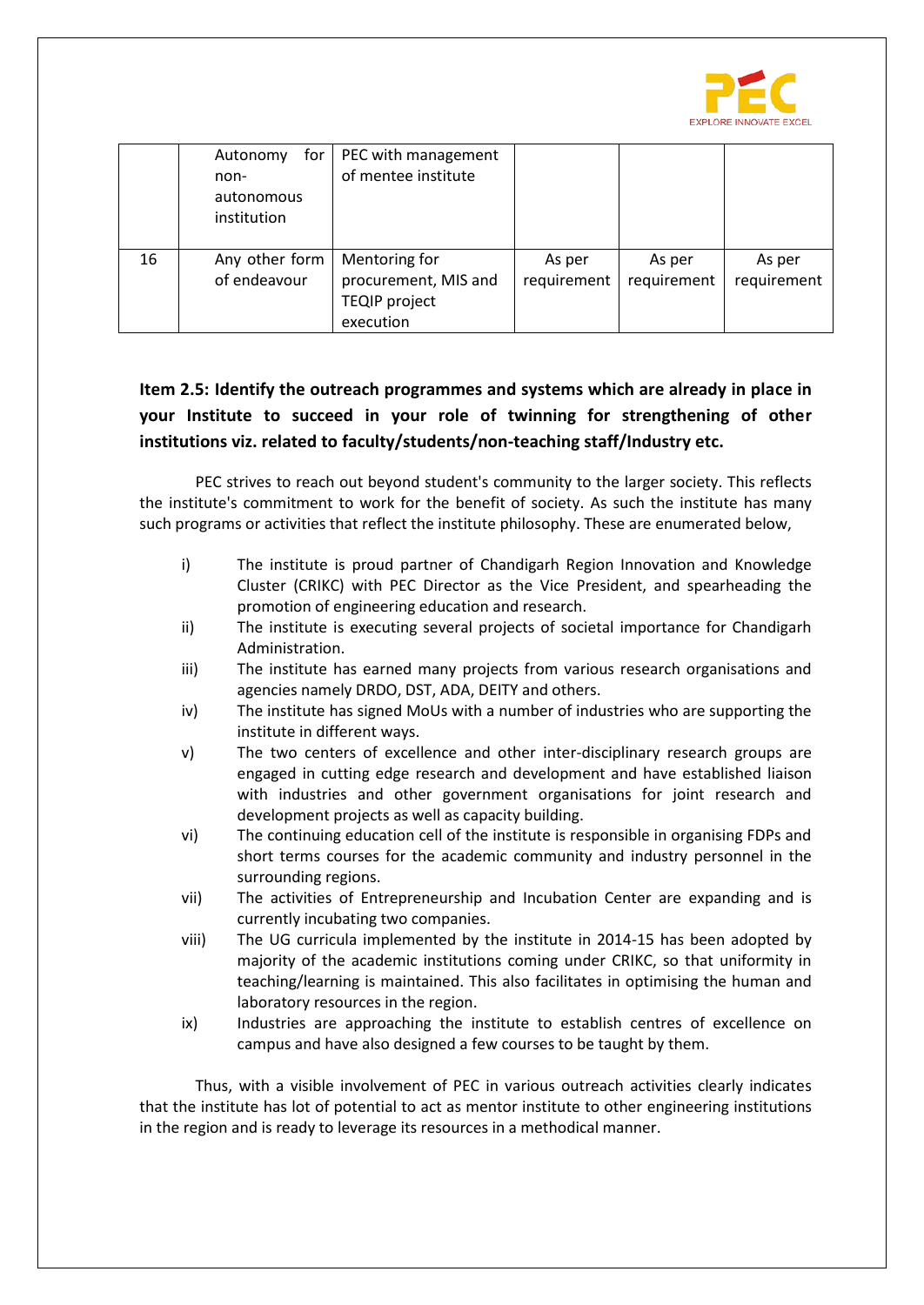| | | | | | |
|---|---|---|---|---|---|
| | Autonomy for non-autonomous institution | PEC with management of mentee institute | | | |
| 16 | Any other form of endeavour | Mentoring for procurement, MIS and TEQIP project execution | As per requirement | As per requirement | As per requirement |

**Item 2.5: Identify the outreach programmes and systems which are already in place in your Institute to succeed in your role of twinning for strengthening of other institutions viz. related to faculty/students/non-teaching staff/Industry etc.**

PEC strives to reach out beyond student's community to the larger society. This reflects the institute's commitment to work for the benefit of society. As such the institute has many such programs or activities that reflect the institute philosophy. These are enumerated below,

i) The institute is proud partner of Chandigarh Region Innovation and Knowledge Cluster (CRIKC) with PEC Director as the Vice President, and spearheading the promotion of engineering education and research.

ii) The institute is executing several projects of societal importance for Chandigarh Administration.

iii) The institute has earned many projects from various research organisations and agencies namely DRDO, DST, ADA, DEITY and others.

iv) The institute has signed MoUs with a number of industries who are supporting the institute in different ways.

v) The two centers of excellence and other inter-disciplinary research groups are engaged in cutting edge research and development and have established liaison with industries and other government organisations for joint research and development projects as well as capacity building.

vi) The continuing education cell of the institute is responsible in organising FDPs and short terms courses for the academic community and industry personnel in the surrounding regions.

vii) The activities of Entrepreneurship and Incubation Center are expanding and is currently incubating two companies.

viii) The UG curricula implemented by the institute in 2014-15 has been adopted by majority of the academic institutions coming under CRIKC, so that uniformity in teaching/learning is maintained. This also facilitates in optimising the human and laboratory resources in the region.

ix) Industries are approaching the institute to establish centres of excellence on campus and have also designed a few courses to be taught by them.

Thus, with a visible involvement of PEC in various outreach activities clearly indicates that the institute has lot of potential to act as mentor institute to other engineering institutions in the region and is ready to leverage its resources in a methodical manner.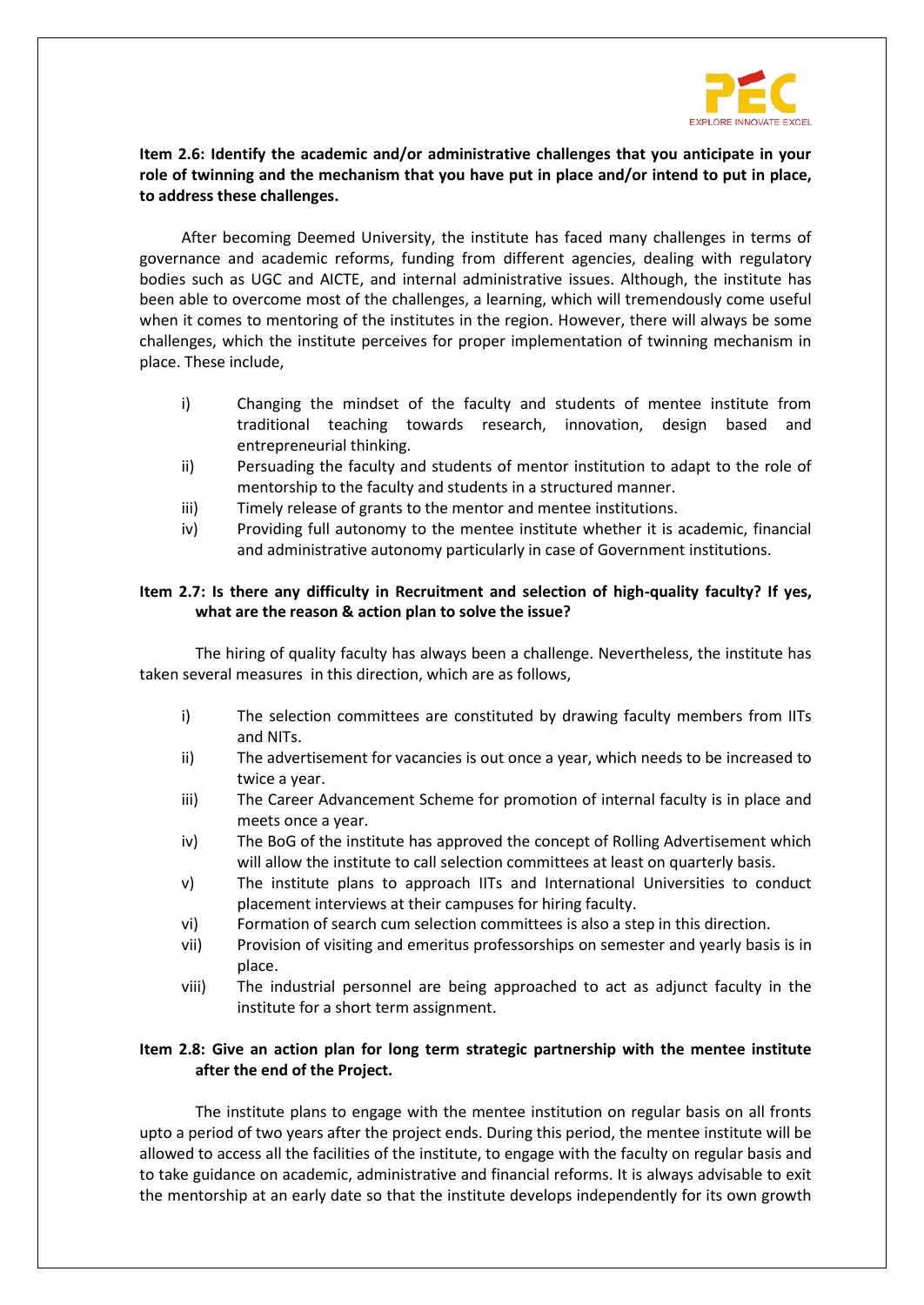**Item 2.6: Identify the academic and/or administrative challenges that you anticipate in your role of twinning and the mechanism that you have put in place and/or intend to put in place, to address these challenges.**

After becoming Deemed University, the institute has faced many challenges in terms of governance and academic reforms, funding from different agencies, dealing with regulatory bodies such as UGC and AICTE, and internal administrative issues. Although, the institute has been able to overcome most of the challenges, a learning, which will tremendously come useful when it comes to mentoring of the institutes in the region. However, there will always be some challenges, which the institute perceives for proper implementation of twinning mechanism in place. These include,

i) Changing the mindset of the faculty and students of mentee institute from traditional teaching towards research, innovation, design based and entrepreneurial thinking.
ii) Persuading the faculty and students of mentor institution to adapt to the role of mentorship to the faculty and students in a structured manner.
iii) Timely release of grants to the mentor and mentee institutions.
iv) Providing full autonomy to the mentee institute whether it is academic, financial and administrative autonomy particularly in case of Government institutions.

**Item 2.7: Is there any difficulty in Recruitment and selection of high-quality faculty? If yes, what are the reason & action plan to solve the issue?**

The hiring of quality faculty has always been a challenge. Nevertheless, the institute has taken several measures in this direction, which are as follows,

i) The selection committees are constituted by drawing faculty members from IITs and NITs.
ii) The advertisement for vacancies is out once a year, which needs to be increased to twice a year.
iii) The Career Advancement Scheme for promotion of internal faculty is in place and meets once a year.
iv) The BoG of the institute has approved the concept of Rolling Advertisement which will allow the institute to call selection committees at least on quarterly basis.
v) The institute plans to approach IITs and International Universities to conduct placement interviews at their campuses for hiring faculty.
vi) Formation of search cum selection committees is also a step in this direction.
vii) Provision of visiting and emeritus professorships on semester and yearly basis is in place.
viii) The industrial personnel are being approached to act as adjunct faculty in the institute for a short term assignment.

**Item 2.8: Give an action plan for long term strategic partnership with the mentee institute after the end of the Project.**

The institute plans to engage with the mentee institution on regular basis on all fronts upto a period of two years after the project ends. During this period, the mentee institute will be allowed to access all the facilities of the institute, to engage with the faculty on regular basis and to take guidance on academic, administrative and financial reforms. It is always advisable to exit the mentorship at an early date so that the institute develops independently for its own growth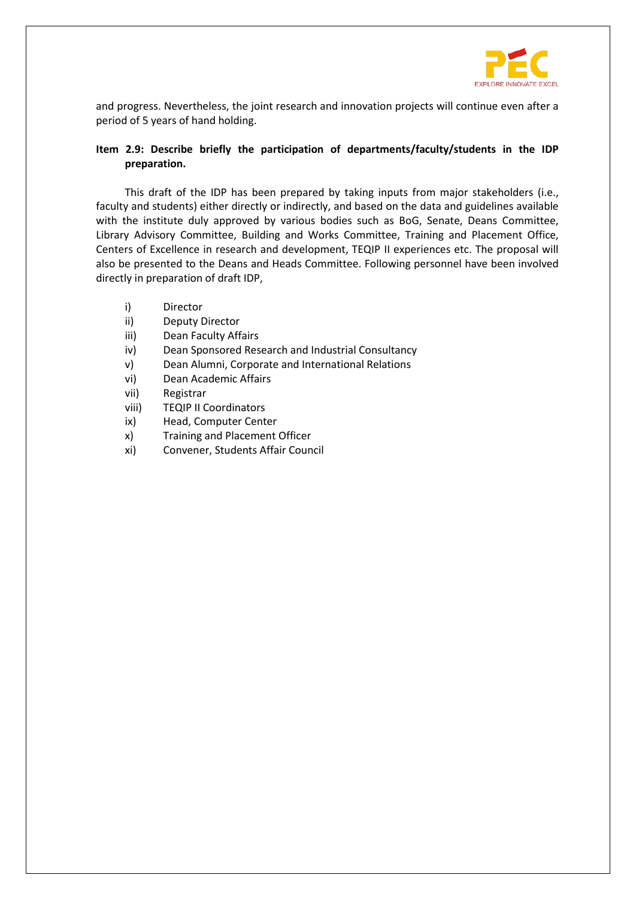and progress. Nevertheless, the joint research and innovation projects will continue even after a period of 5 years of hand holding.

**Item 2.9: Describe briefly the participation of departments/faculty/students in the IDP preparation.**

This draft of the IDP has been prepared by taking inputs from major stakeholders (i.e., faculty and students) either directly or indirectly, and based on the data and guidelines available with the institute duly approved by various bodies such as BoG, Senate, Deans Committee, Library Advisory Committee, Building and Works Committee, Training and Placement Office, Centers of Excellence in research and development, TEQIP II experiences etc. The proposal will also be presented to the Deans and Heads Committee. Following personnel have been involved directly in preparation of draft IDP,

i) Director
ii) Deputy Director
iii) Dean Faculty Affairs
iv) Dean Sponsored Research and Industrial Consultancy
v) Dean Alumni, Corporate and International Relations
vi) Dean Academic Affairs
vii) Registrar
viii) TEQIP II Coordinators
ix) Head, Computer Center
x) Training and Placement Officer
xi) Convener, Students Affair Council